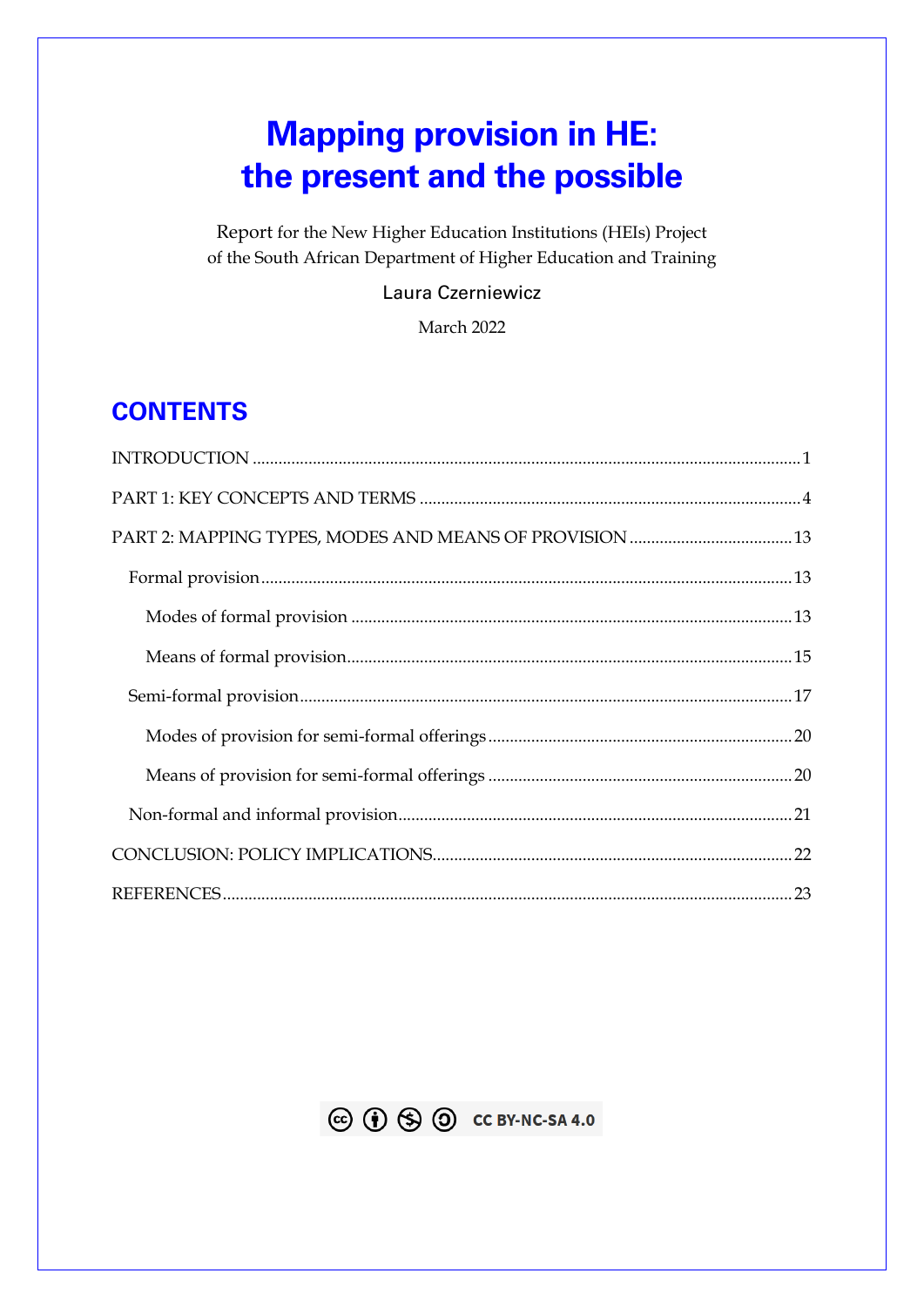# Mapping provision in HE: the present and the possible

Report for the New Higher Education Institutions (HEIs) Project of the South African Department of Higher Education and Training

Laura Czerniewicz

March 2022

## CONTENTS

INTRODUCTION .......... 1

PART 1: KEY CONCEPTS AND TERMS .......... 4

PART 2: MAPPING TYPES, MODES AND MEANS OF PROVISION .......... 13

- Formal provision .......... 13
  - Modes of formal provision .......... 13
  - Means of formal provision .......... 15
- Semi-formal provision .......... 17
  - Modes of provision for semi-formal offerings .......... 20
  - Means of provision for semi-formal offerings .......... 20
- Non-formal and informal provision .......... 21

CONCLUSION: POLICY IMPLICATIONS .......... 22

REFERENCES .......... 23

CC BY-NC-SA 4.0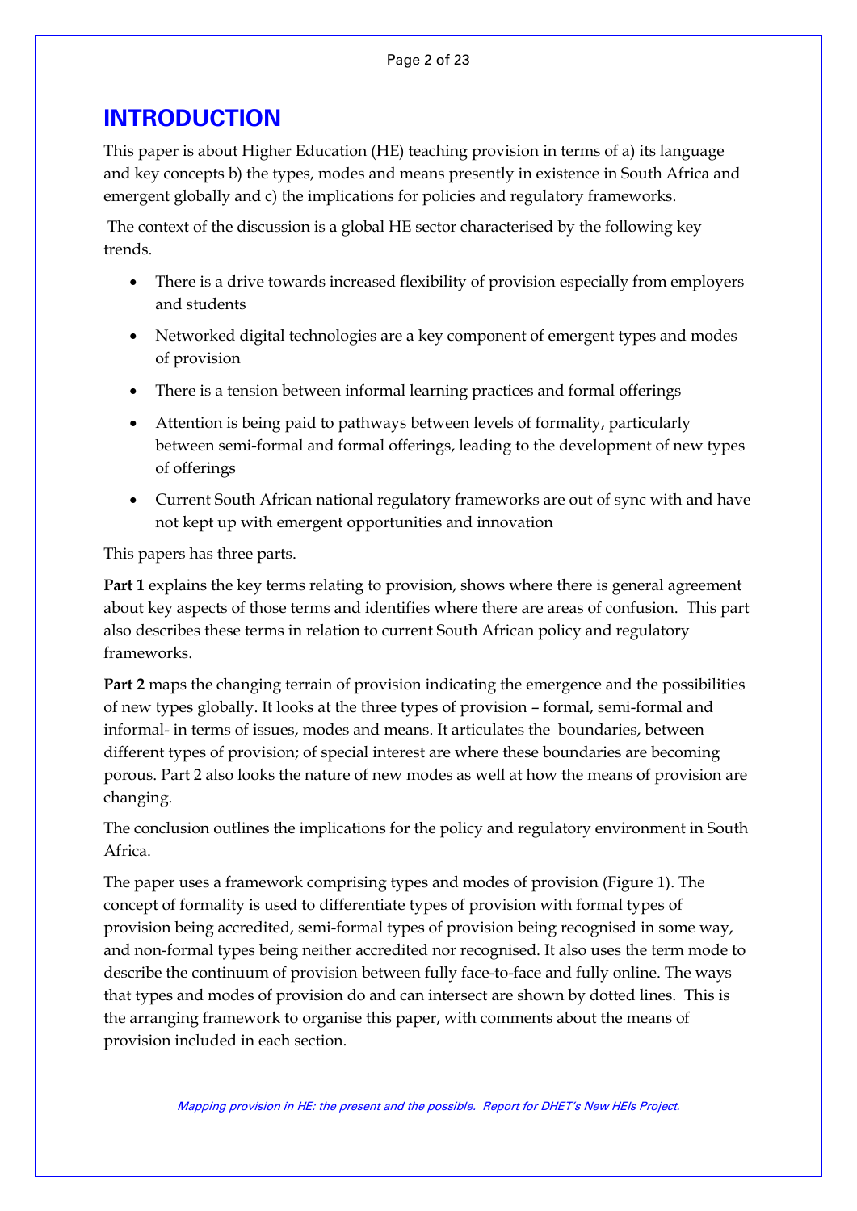# INTRODUCTION

This paper is about Higher Education (HE) teaching provision in terms of a) its language and key concepts b) the types, modes and means presently in existence in South Africa and emergent globally and c) the implications for policies and regulatory frameworks.

The context of the discussion is a global HE sector characterised by the following key trends.

- There is a drive towards increased flexibility of provision especially from employers and students
- Networked digital technologies are a key component of emergent types and modes of provision
- There is a tension between informal learning practices and formal offerings
- Attention is being paid to pathways between levels of formality, particularly between semi-formal and formal offerings, leading to the development of new types of offerings
- Current South African national regulatory frameworks are out of sync with and have not kept up with emergent opportunities and innovation

This papers has three parts.

**Part 1** explains the key terms relating to provision, shows where there is general agreement about key aspects of those terms and identifies where there are areas of confusion. This part also describes these terms in relation to current South African policy and regulatory frameworks.

**Part 2** maps the changing terrain of provision indicating the emergence and the possibilities of new types globally. It looks at the three types of provision – formal, semi-formal and informal- in terms of issues, modes and means. It articulates the boundaries, between different types of provision; of special interest are where these boundaries are becoming porous. Part 2 also looks the nature of new modes as well at how the means of provision are changing.

The conclusion outlines the implications for the policy and regulatory environment in South Africa.

The paper uses a framework comprising types and modes of provision (Figure 1). The concept of formality is used to differentiate types of provision with formal types of provision being accredited, semi-formal types of provision being recognised in some way, and non-formal types being neither accredited nor recognised. It also uses the term mode to describe the continuum of provision between fully face-to-face and fully online. The ways that types and modes of provision do and can intersect are shown by dotted lines. This is the arranging framework to organise this paper, with comments about the means of provision included in each section.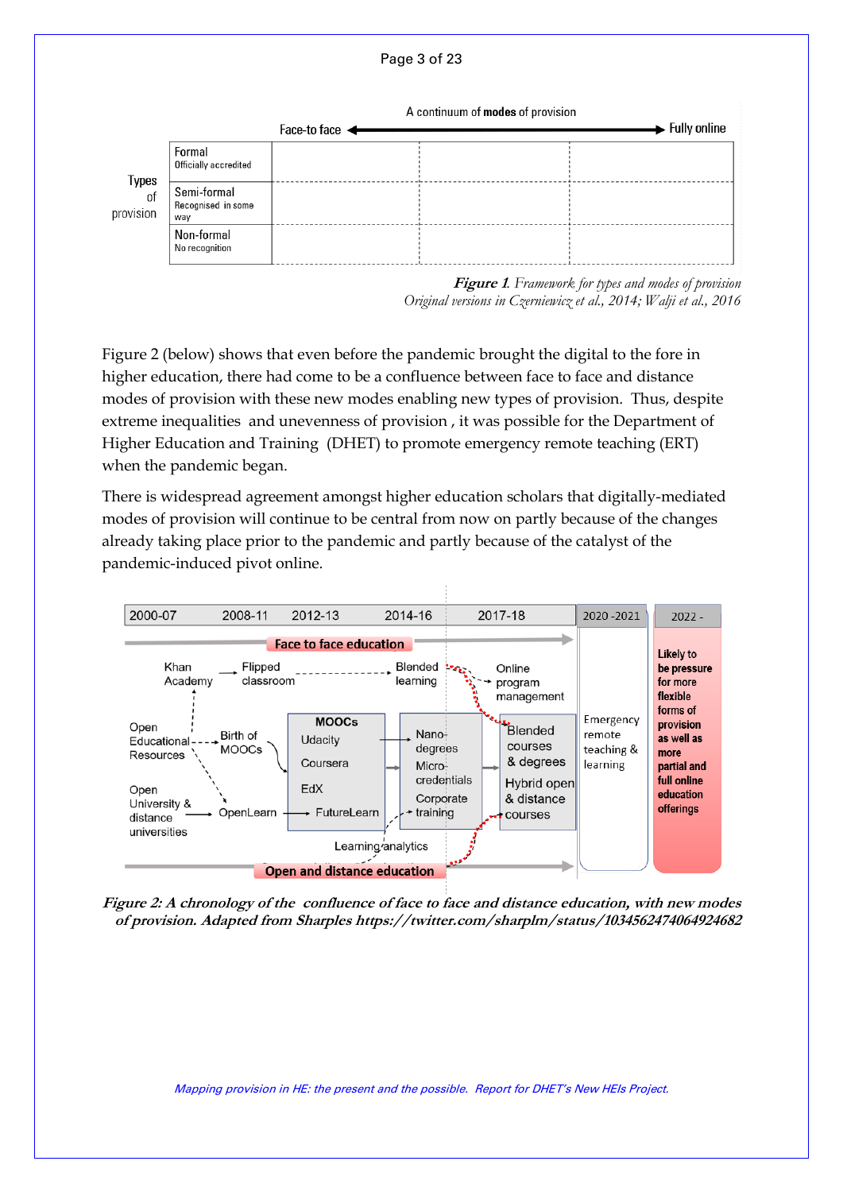| | | A continuum of **modes** of provision | | |
|---|---|---|---|---|
| | | Face-to face ← | | → Fully online |
| Types of provision | Formal<br>Officially accredited | | | |
| | Semi-formal<br>Recognised in some way | | | |
| | Non-formal<br>No recognition | | | |

***Figure 1.*** *Framework for types and modes of provision*
*Original versions in Czerniewicz et al., 2014; Walji et al., 2016*

Figure 2 (below) shows that even before the pandemic brought the digital to the fore in higher education, there had come to be a confluence between face to face and distance modes of provision with these new modes enabling new types of provision. Thus, despite extreme inequalities and unevenness of provision , it was possible for the Department of Higher Education and Training (DHET) to promote emergency remote teaching (ERT) when the pandemic began.

There is widespread agreement amongst higher education scholars that digitally-mediated modes of provision will continue to be central from now on partly because of the changes already taking place prior to the pandemic and partly because of the catalyst of the pandemic-induced pivot online.

| 2000-07 | 2008-11 | 2012-13 | 2014-16 | 2017-18 | 2020 -2021 | 2022 - |
|---|---|---|---|---|---|---|
| Face to face education: Khan Academy → Flipped classroom → Blended learning → Online program management | | | | | Emergency remote teaching & learning | **Likely to be pressure for more flexible forms of provision as well as more partial and full online education offerings** |
| Open Educational Resources → Birth of MOOCs; Open University & distance universities → OpenLearn | | MOOCs: Udacity, Coursera, EdX, FutureLearn | Nano-degrees, Micro-credentials, Corporate training; Learning analytics | Blended courses & degrees; Hybrid open & distance courses | | |
| Open and distance education | | | | | | |

***Figure 2:** **A chronology of the confluence of face to face and distance education, with new modes of provision. Adapted from Sharples https://twitter.com/sharplm/status/1034562474064924682***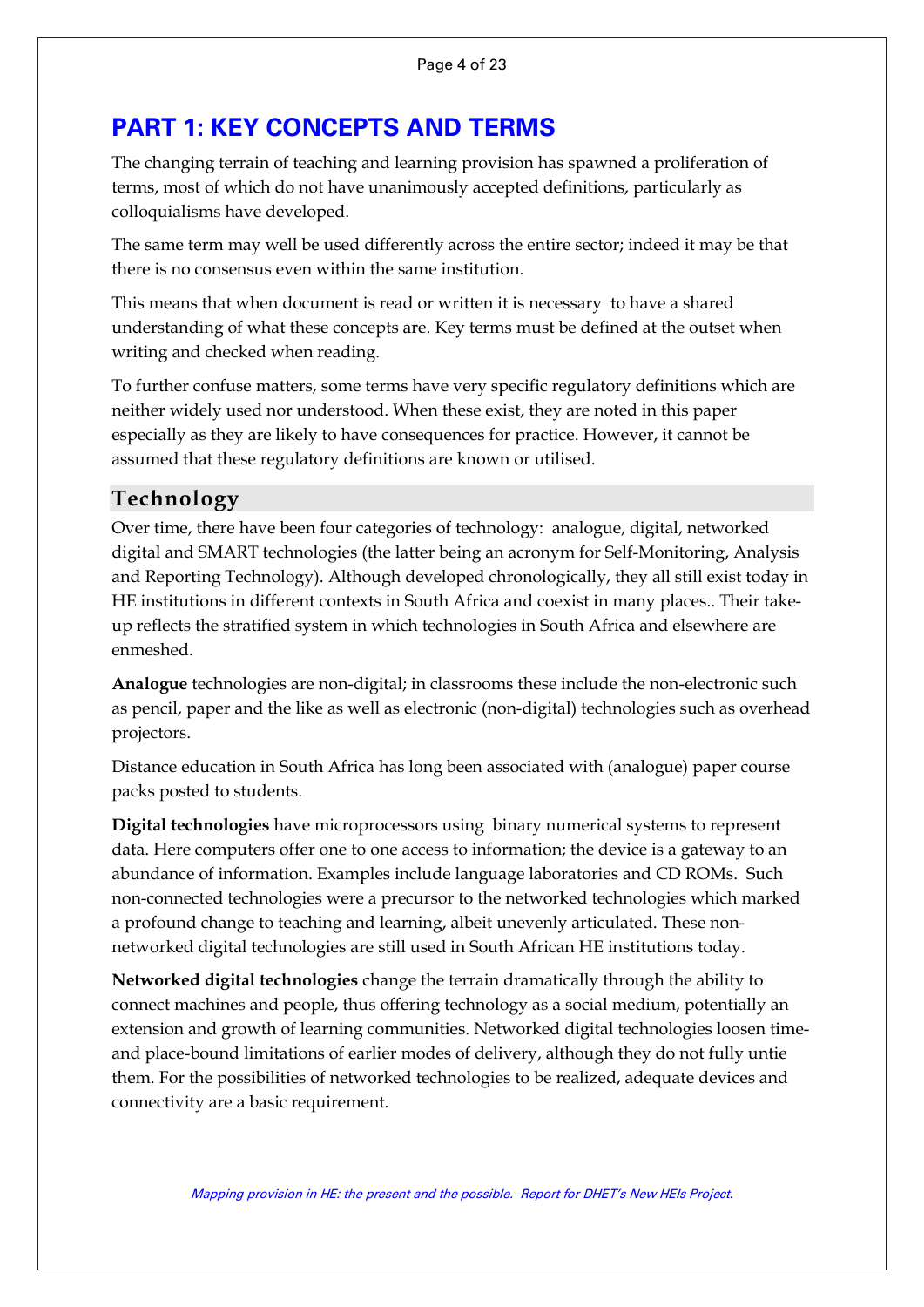# PART 1: KEY CONCEPTS AND TERMS

The changing terrain of teaching and learning provision has spawned a proliferation of terms, most of which do not have unanimously accepted definitions, particularly as colloquialisms have developed.

The same term may well be used differently across the entire sector; indeed it may be that there is no consensus even within the same institution.

This means that when document is read or written it is necessary to have a shared understanding of what these concepts are. Key terms must be defined at the outset when writing and checked when reading.

To further confuse matters, some terms have very specific regulatory definitions which are neither widely used nor understood. When these exist, they are noted in this paper especially as they are likely to have consequences for practice. However, it cannot be assumed that these regulatory definitions are known or utilised.

## Technology

Over time, there have been four categories of technology: analogue, digital, networked digital and SMART technologies (the latter being an acronym for Self-Monitoring, Analysis and Reporting Technology). Although developed chronologically, they all still exist today in HE institutions in different contexts in South Africa and coexist in many places.. Their take-up reflects the stratified system in which technologies in South Africa and elsewhere are enmeshed.

**Analogue** technologies are non-digital; in classrooms these include the non-electronic such as pencil, paper and the like as well as electronic (non-digital) technologies such as overhead projectors.

Distance education in South Africa has long been associated with (analogue) paper course packs posted to students.

**Digital technologies** have microprocessors using binary numerical systems to represent data. Here computers offer one to one access to information; the device is a gateway to an abundance of information. Examples include language laboratories and CD ROMs. Such non-connected technologies were a precursor to the networked technologies which marked a profound change to teaching and learning, albeit unevenly articulated. These non-networked digital technologies are still used in South African HE institutions today.

**Networked digital technologies** change the terrain dramatically through the ability to connect machines and people, thus offering technology as a social medium, potentially an extension and growth of learning communities. Networked digital technologies loosen time- and place-bound limitations of earlier modes of delivery, although they do not fully untie them. For the possibilities of networked technologies to be realized, adequate devices and connectivity are a basic requirement.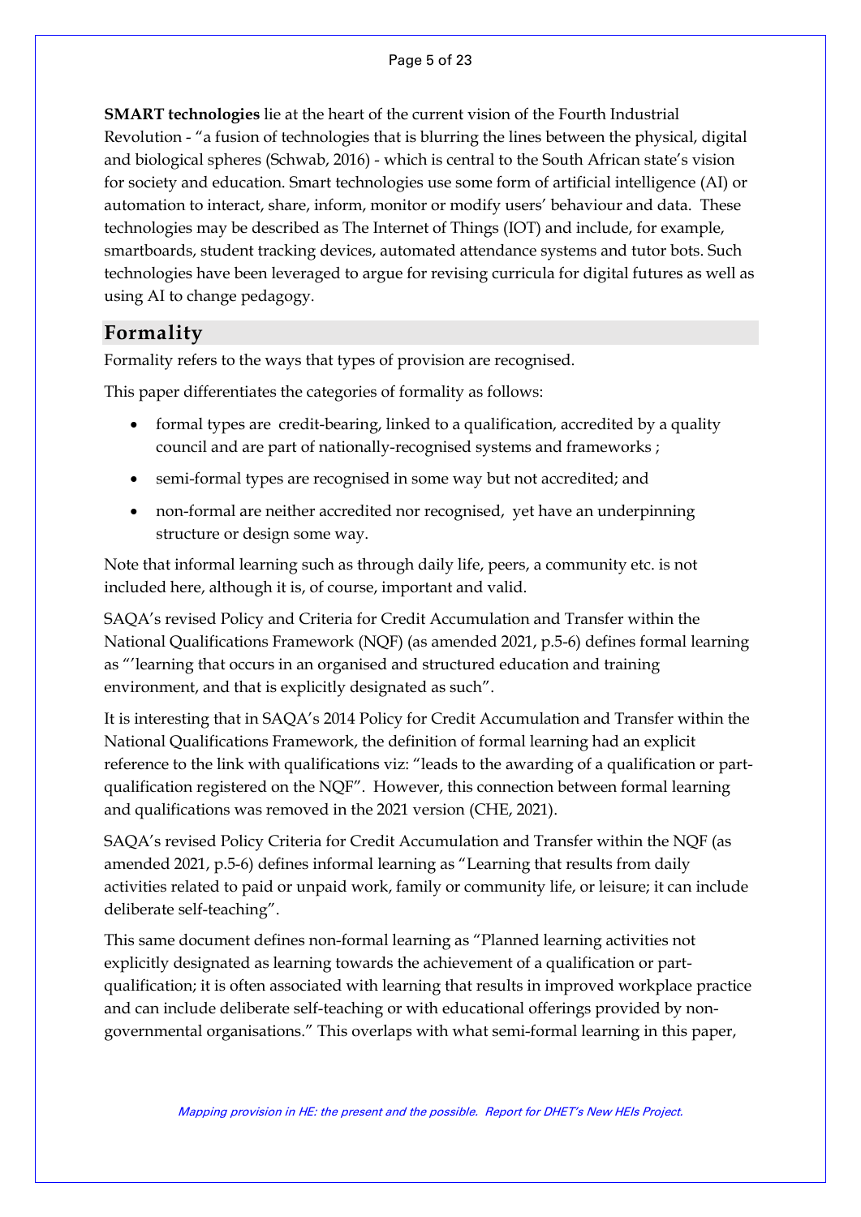**SMART technologies** lie at the heart of the current vision of the Fourth Industrial Revolution - "a fusion of technologies that is blurring the lines between the physical, digital and biological spheres (Schwab, 2016) - which is central to the South African state's vision for society and education. Smart technologies use some form of artificial intelligence (AI) or automation to interact, share, inform, monitor or modify users' behaviour and data. These technologies may be described as The Internet of Things (IOT) and include, for example, smartboards, student tracking devices, automated attendance systems and tutor bots. Such technologies have been leveraged to argue for revising curricula for digital futures as well as using AI to change pedagogy.

## Formality

Formality refers to the ways that types of provision are recognised.

This paper differentiates the categories of formality as follows:

- formal types are credit-bearing, linked to a qualification, accredited by a quality council and are part of nationally-recognised systems and frameworks ;
- semi-formal types are recognised in some way but not accredited; and
- non-formal are neither accredited nor recognised, yet have an underpinning structure or design some way.

Note that informal learning such as through daily life, peers, a community etc. is not included here, although it is, of course, important and valid.

SAQA's revised Policy and Criteria for Credit Accumulation and Transfer within the National Qualifications Framework (NQF) (as amended 2021, p.5-6) defines formal learning as "'learning that occurs in an organised and structured education and training environment, and that is explicitly designated as such".

It is interesting that in SAQA's 2014 Policy for Credit Accumulation and Transfer within the National Qualifications Framework, the definition of formal learning had an explicit reference to the link with qualifications viz: "leads to the awarding of a qualification or part-qualification registered on the NQF". However, this connection between formal learning and qualifications was removed in the 2021 version (CHE, 2021).

SAQA's revised Policy Criteria for Credit Accumulation and Transfer within the NQF (as amended 2021, p.5-6) defines informal learning as "Learning that results from daily activities related to paid or unpaid work, family or community life, or leisure; it can include deliberate self-teaching".

This same document defines non-formal learning as "Planned learning activities not explicitly designated as learning towards the achievement of a qualification or part-qualification; it is often associated with learning that results in improved workplace practice and can include deliberate self-teaching or with educational offerings provided by non-governmental organisations." This overlaps with what semi-formal learning in this paper,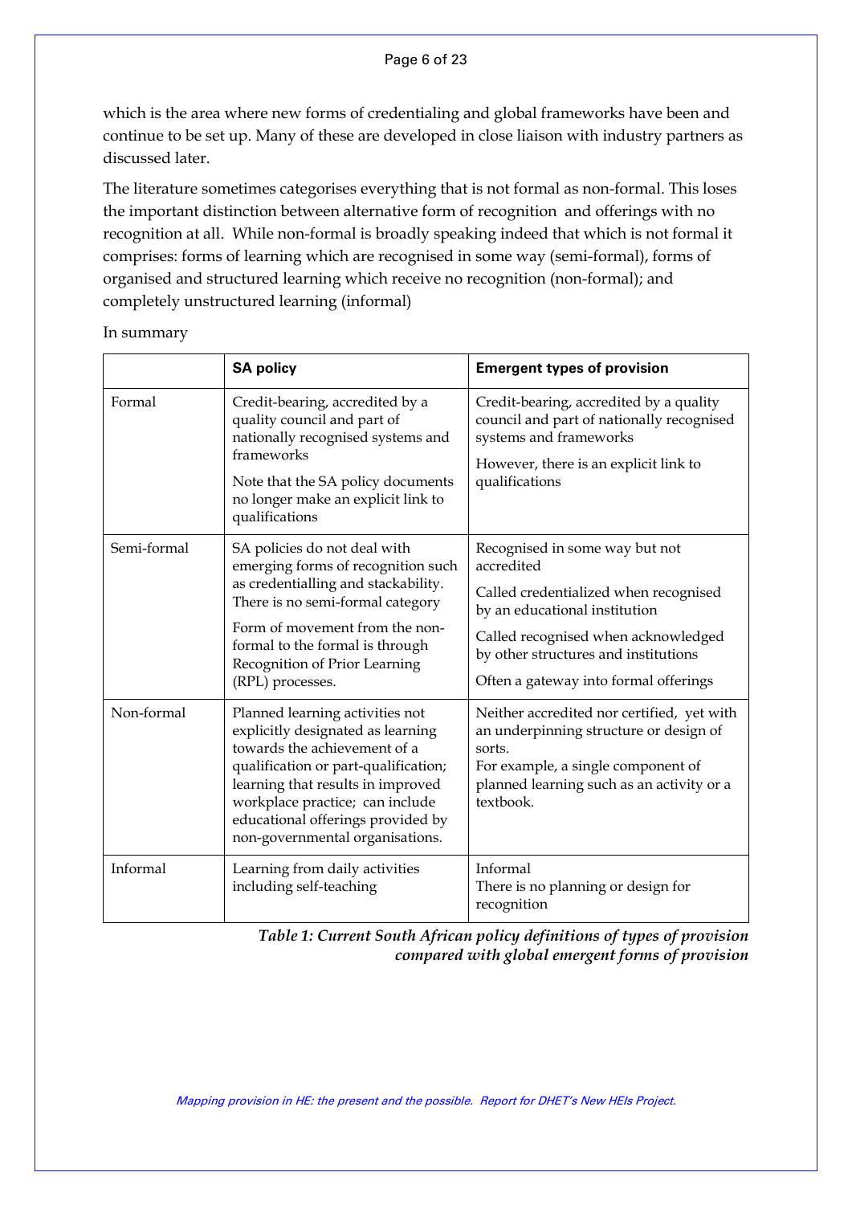which is the area where new forms of credentialing and global frameworks have been and continue to be set up. Many of these are developed in close liaison with industry partners as discussed later.

The literature sometimes categorises everything that is not formal as non-formal. This loses the important distinction between alternative form of recognition and offerings with no recognition at all. While non-formal is broadly speaking indeed that which is not formal it comprises: forms of learning which are recognised in some way (semi-formal), forms of organised and structured learning which receive no recognition (non-formal); and completely unstructured learning (informal)

In summary

| | **SA policy** | **Emergent types of provision** |
|---|---|---|
| Formal | Credit-bearing, accredited by a quality council and part of nationally recognised systems and frameworks<br><br>Note that the SA policy documents no longer make an explicit link to qualifications | Credit-bearing, accredited by a quality council and part of nationally recognised systems and frameworks<br><br>However, there is an explicit link to qualifications |
| Semi-formal | SA policies do not deal with emerging forms of recognition such as credentialling and stackability. There is no semi-formal category<br><br>Form of movement from the non-formal to the formal is through Recognition of Prior Learning (RPL) processes. | Recognised in some way but not accredited<br><br>Called credentialized when recognised by an educational institution<br><br>Called recognised when acknowledged by other structures and institutions<br><br>Often a gateway into formal offerings |
| Non-formal | Planned learning activities not explicitly designated as learning towards the achievement of a qualification or part-qualification; learning that results in improved workplace practice; can include educational offerings provided by non-governmental organisations. | Neither accredited nor certified, yet with an underpinning structure or design of sorts.<br>For example, a single component of planned learning such as an activity or a textbook. |
| Informal | Learning from daily activities including self-teaching | Informal<br>There is no planning or design for recognition |

***Table 1: Current South African policy definitions of types of provision compared with global emergent forms of provision***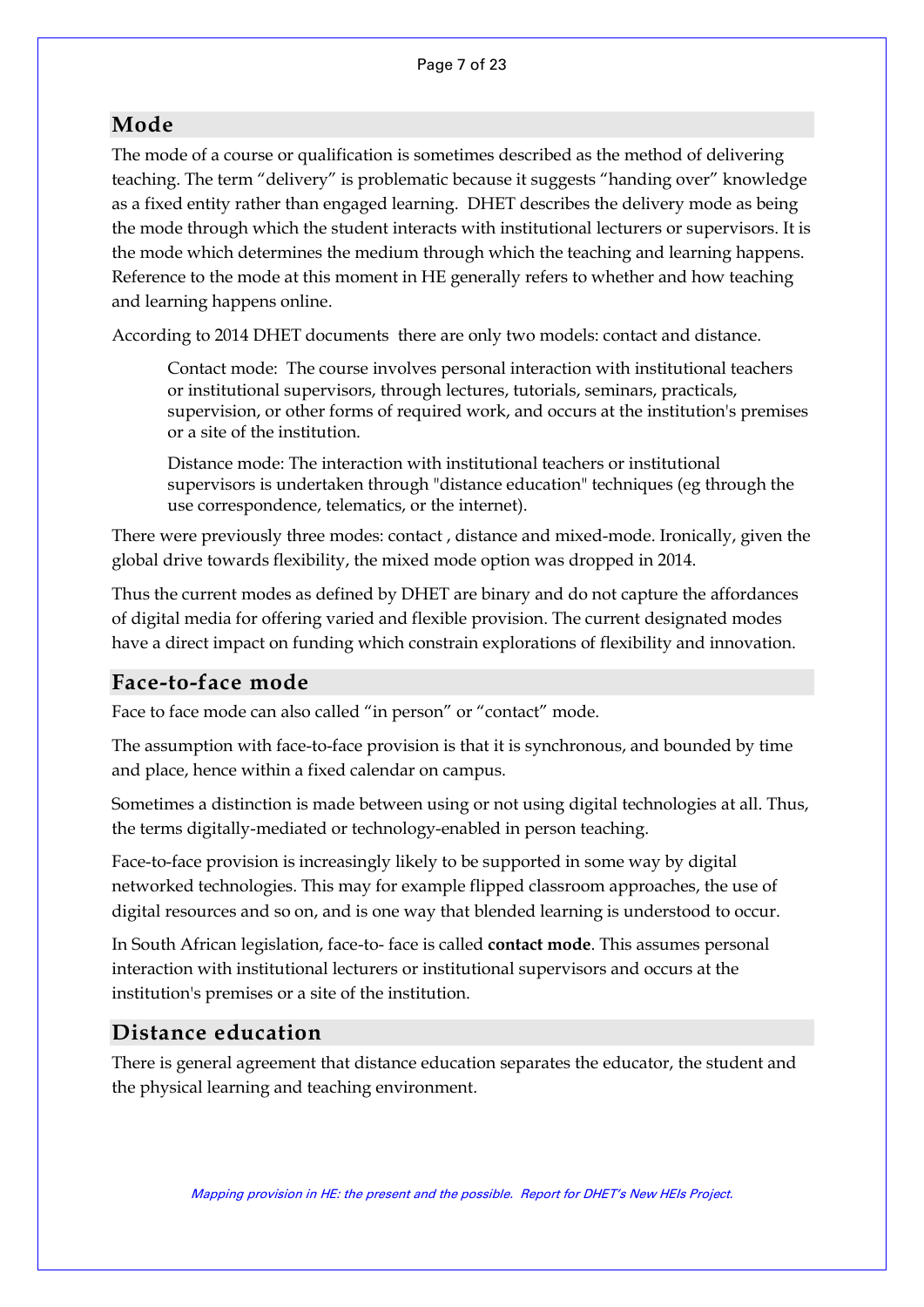## Mode

The mode of a course or qualification is sometimes described as the method of delivering teaching. The term "delivery" is problematic because it suggests "handing over" knowledge as a fixed entity rather than engaged learning. DHET describes the delivery mode as being the mode through which the student interacts with institutional lecturers or supervisors. It is the mode which determines the medium through which the teaching and learning happens. Reference to the mode at this moment in HE generally refers to whether and how teaching and learning happens online.

According to 2014 DHET documents there are only two models: contact and distance.

> Contact mode: The course involves personal interaction with institutional teachers or institutional supervisors, through lectures, tutorials, seminars, practicals, supervision, or other forms of required work, and occurs at the institution's premises or a site of the institution.
>
> Distance mode: The interaction with institutional teachers or institutional supervisors is undertaken through "distance education" techniques (eg through the use correspondence, telematics, or the internet).

There were previously three modes: contact , distance and mixed-mode. Ironically, given the global drive towards flexibility, the mixed mode option was dropped in 2014.

Thus the current modes as defined by DHET are binary and do not capture the affordances of digital media for offering varied and flexible provision. The current designated modes have a direct impact on funding which constrain explorations of flexibility and innovation.

## Face-to-face mode

Face to face mode can also called "in person" or "contact" mode.

The assumption with face-to-face provision is that it is synchronous, and bounded by time and place, hence within a fixed calendar on campus.

Sometimes a distinction is made between using or not using digital technologies at all. Thus, the terms digitally-mediated or technology-enabled in person teaching.

Face-to-face provision is increasingly likely to be supported in some way by digital networked technologies. This may for example flipped classroom approaches, the use of digital resources and so on, and is one way that blended learning is understood to occur.

In South African legislation, face-to- face is called **contact mode**. This assumes personal interaction with institutional lecturers or institutional supervisors and occurs at the institution's premises or a site of the institution.

## Distance education

There is general agreement that distance education separates the educator, the student and the physical learning and teaching environment.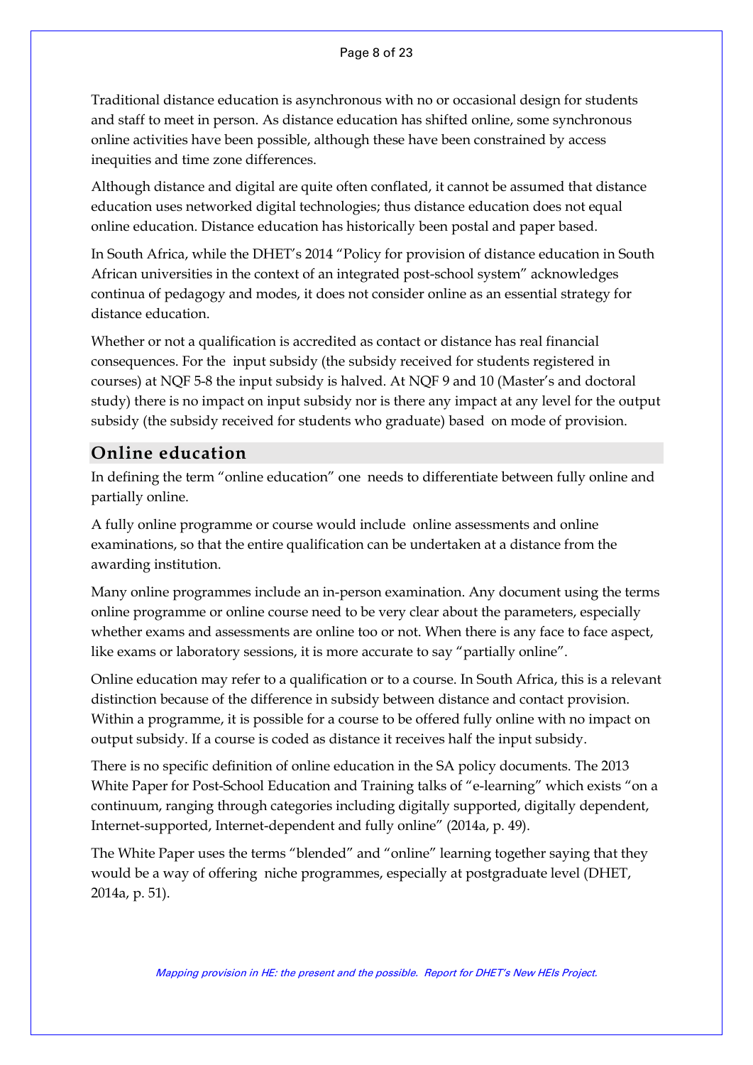Traditional distance education is asynchronous with no or occasional design for students and staff to meet in person. As distance education has shifted online, some synchronous online activities have been possible, although these have been constrained by access inequities and time zone differences.

Although distance and digital are quite often conflated, it cannot be assumed that distance education uses networked digital technologies; thus distance education does not equal online education. Distance education has historically been postal and paper based.

In South Africa, while the DHET's 2014 "Policy for provision of distance education in South African universities in the context of an integrated post-school system" acknowledges continua of pedagogy and modes, it does not consider online as an essential strategy for distance education.

Whether or not a qualification is accredited as contact or distance has real financial consequences. For the input subsidy (the subsidy received for students registered in courses) at NQF 5-8 the input subsidy is halved. At NQF 9 and 10 (Master's and doctoral study) there is no impact on input subsidy nor is there any impact at any level for the output subsidy (the subsidy received for students who graduate) based on mode of provision.

## Online education

In defining the term "online education" one needs to differentiate between fully online and partially online.

A fully online programme or course would include online assessments and online examinations, so that the entire qualification can be undertaken at a distance from the awarding institution.

Many online programmes include an in-person examination. Any document using the terms online programme or online course need to be very clear about the parameters, especially whether exams and assessments are online too or not. When there is any face to face aspect, like exams or laboratory sessions, it is more accurate to say "partially online".

Online education may refer to a qualification or to a course. In South Africa, this is a relevant distinction because of the difference in subsidy between distance and contact provision. Within a programme, it is possible for a course to be offered fully online with no impact on output subsidy. If a course is coded as distance it receives half the input subsidy.

There is no specific definition of online education in the SA policy documents. The 2013 White Paper for Post-School Education and Training talks of "e-learning" which exists "on a continuum, ranging through categories including digitally supported, digitally dependent, Internet-supported, Internet-dependent and fully online" (2014a, p. 49).

The White Paper uses the terms "blended" and "online" learning together saying that they would be a way of offering niche programmes, especially at postgraduate level (DHET, 2014a, p. 51).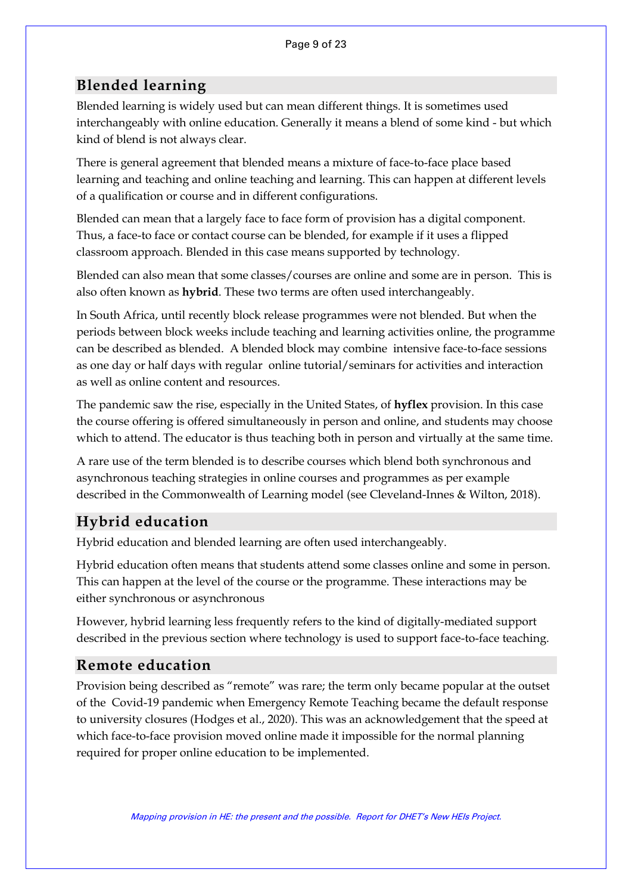## Blended learning

Blended learning is widely used but can mean different things. It is sometimes used interchangeably with online education. Generally it means a blend of some kind - but which kind of blend is not always clear.

There is general agreement that blended means a mixture of face-to-face place based learning and teaching and online teaching and learning. This can happen at different levels of a qualification or course and in different configurations.

Blended can mean that a largely face to face form of provision has a digital component. Thus, a face-to face or contact course can be blended, for example if it uses a flipped classroom approach. Blended in this case means supported by technology.

Blended can also mean that some classes/courses are online and some are in person. This is also often known as **hybrid**. These two terms are often used interchangeably.

In South Africa, until recently block release programmes were not blended. But when the periods between block weeks include teaching and learning activities online, the programme can be described as blended. A blended block may combine intensive face-to-face sessions as one day or half days with regular online tutorial/seminars for activities and interaction as well as online content and resources.

The pandemic saw the rise, especially in the United States, of **hyflex** provision. In this case the course offering is offered simultaneously in person and online, and students may choose which to attend. The educator is thus teaching both in person and virtually at the same time.

A rare use of the term blended is to describe courses which blend both synchronous and asynchronous teaching strategies in online courses and programmes as per example described in the Commonwealth of Learning model (see Cleveland-Innes & Wilton, 2018).

## Hybrid education

Hybrid education and blended learning are often used interchangeably.

Hybrid education often means that students attend some classes online and some in person. This can happen at the level of the course or the programme. These interactions may be either synchronous or asynchronous

However, hybrid learning less frequently refers to the kind of digitally-mediated support described in the previous section where technology is used to support face-to-face teaching.

## Remote education

Provision being described as "remote" was rare; the term only became popular at the outset of the Covid-19 pandemic when Emergency Remote Teaching became the default response to university closures (Hodges et al., 2020). This was an acknowledgement that the speed at which face-to-face provision moved online made it impossible for the normal planning required for proper online education to be implemented.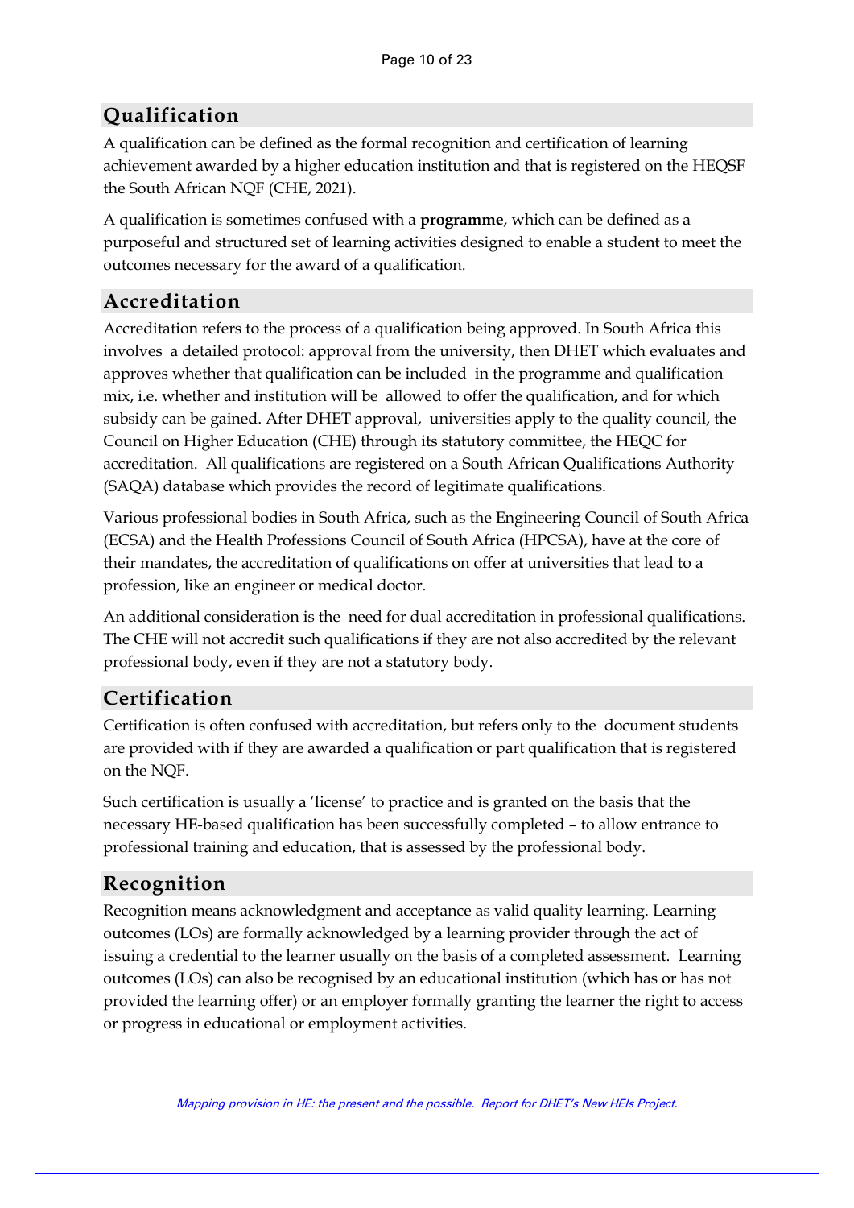## Qualification

A qualification can be defined as the formal recognition and certification of learning achievement awarded by a higher education institution and that is registered on the HEQSF the South African NQF (CHE, 2021).

A qualification is sometimes confused with a **programme**, which can be defined as a purposeful and structured set of learning activities designed to enable a student to meet the outcomes necessary for the award of a qualification.

## Accreditation

Accreditation refers to the process of a qualification being approved. In South Africa this involves a detailed protocol: approval from the university, then DHET which evaluates and approves whether that qualification can be included in the programme and qualification mix, i.e. whether and institution will be allowed to offer the qualification, and for which subsidy can be gained. After DHET approval, universities apply to the quality council, the Council on Higher Education (CHE) through its statutory committee, the HEQC for accreditation. All qualifications are registered on a South African Qualifications Authority (SAQA) database which provides the record of legitimate qualifications.

Various professional bodies in South Africa, such as the Engineering Council of South Africa (ECSA) and the Health Professions Council of South Africa (HPCSA), have at the core of their mandates, the accreditation of qualifications on offer at universities that lead to a profession, like an engineer or medical doctor.

An additional consideration is the need for dual accreditation in professional qualifications. The CHE will not accredit such qualifications if they are not also accredited by the relevant professional body, even if they are not a statutory body.

## Certification

Certification is often confused with accreditation, but refers only to the document students are provided with if they are awarded a qualification or part qualification that is registered on the NQF.

Such certification is usually a 'license' to practice and is granted on the basis that the necessary HE-based qualification has been successfully completed – to allow entrance to professional training and education, that is assessed by the professional body.

## Recognition

Recognition means acknowledgment and acceptance as valid quality learning. Learning outcomes (LOs) are formally acknowledged by a learning provider through the act of issuing a credential to the learner usually on the basis of a completed assessment. Learning outcomes (LOs) can also be recognised by an educational institution (which has or has not provided the learning offer) or an employer formally granting the learner the right to access or progress in educational or employment activities.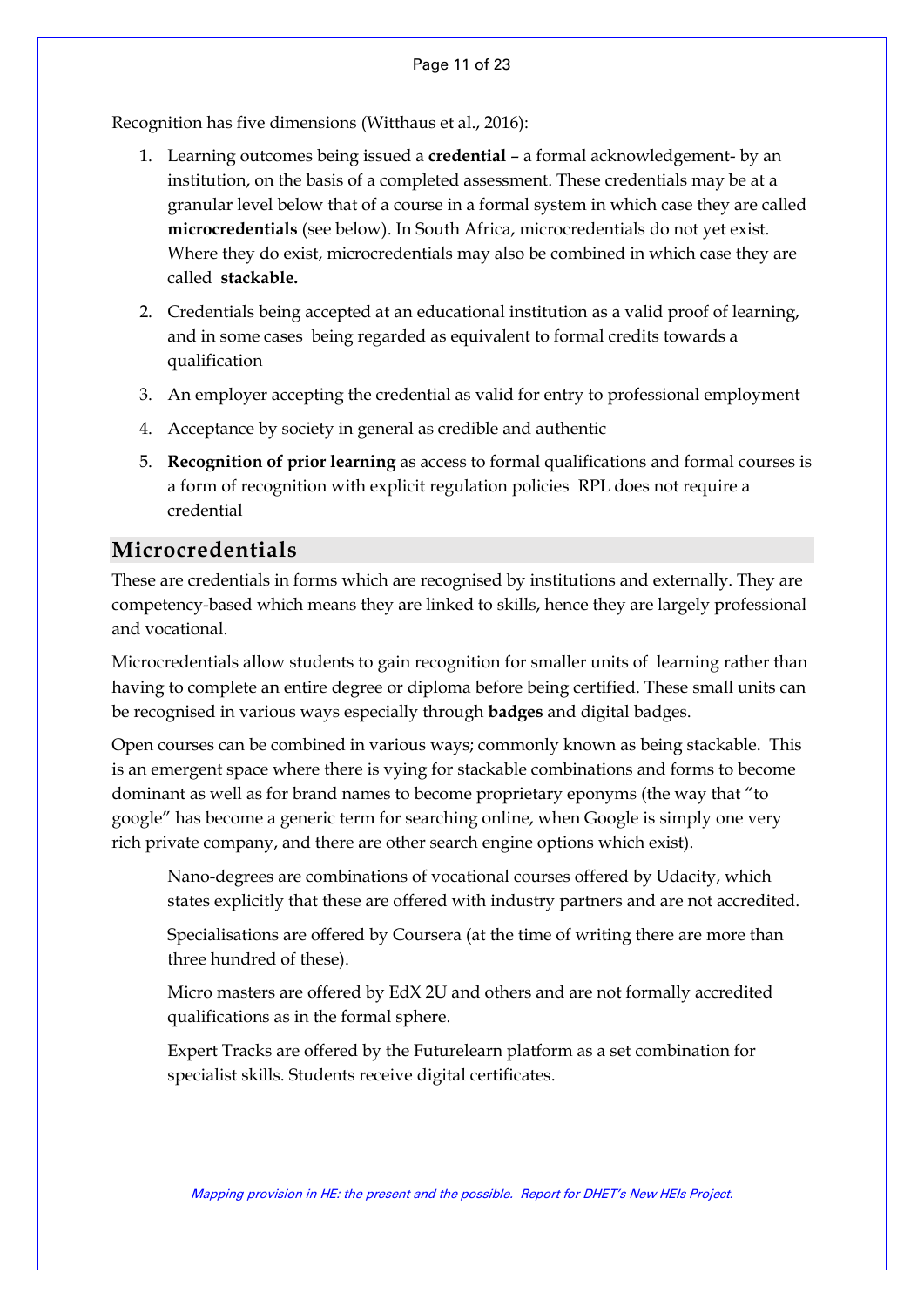Recognition has five dimensions (Witthaus et al., 2016):

1. Learning outcomes being issued a **credential** – a formal acknowledgement- by an institution, on the basis of a completed assessment. These credentials may be at a granular level below that of a course in a formal system in which case they are called **microcredentials** (see below). In South Africa, microcredentials do not yet exist. Where they do exist, microcredentials may also be combined in which case they are called **stackable.**
2. Credentials being accepted at an educational institution as a valid proof of learning, and in some cases being regarded as equivalent to formal credits towards a qualification
3. An employer accepting the credential as valid for entry to professional employment
4. Acceptance by society in general as credible and authentic
5. **Recognition of prior learning** as access to formal qualifications and formal courses is a form of recognition with explicit regulation policies RPL does not require a credential

## Microcredentials

These are credentials in forms which are recognised by institutions and externally. They are competency-based which means they are linked to skills, hence they are largely professional and vocational.

Microcredentials allow students to gain recognition for smaller units of learning rather than having to complete an entire degree or diploma before being certified. These small units can be recognised in various ways especially through **badges** and digital badges.

Open courses can be combined in various ways; commonly known as being stackable. This is an emergent space where there is vying for stackable combinations and forms to become dominant as well as for brand names to become proprietary eponyms (the way that "to google" has become a generic term for searching online, when Google is simply one very rich private company, and there are other search engine options which exist).

> Nano-degrees are combinations of vocational courses offered by Udacity, which states explicitly that these are offered with industry partners and are not accredited.
>
> Specialisations are offered by Coursera (at the time of writing there are more than three hundred of these).
>
> Micro masters are offered by EdX 2U and others and are not formally accredited qualifications as in the formal sphere.
>
> Expert Tracks are offered by the Futurelearn platform as a set combination for specialist skills. Students receive digital certificates.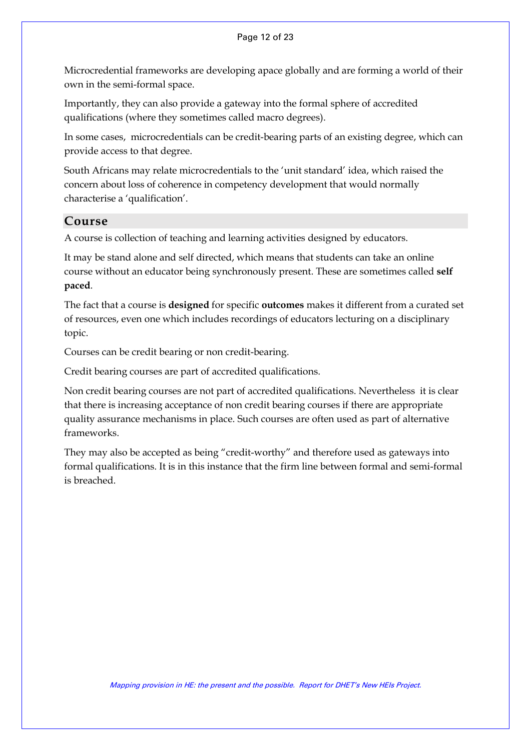Microcredential frameworks are developing apace globally and are forming a world of their own in the semi-formal space.

Importantly, they can also provide a gateway into the formal sphere of accredited qualifications (where they sometimes called macro degrees).

In some cases,  microcredentials can be credit-bearing parts of an existing degree, which can provide access to that degree.

South Africans may relate microcredentials to the 'unit standard' idea, which raised the concern about loss of coherence in competency development that would normally characterise a 'qualification'.

## Course

A course is collection of teaching and learning activities designed by educators.

It may be stand alone and self directed, which means that students can take an online course without an educator being synchronously present. These are sometimes called **self paced**.

The fact that a course is **designed** for specific **outcomes** makes it different from a curated set of resources, even one which includes recordings of educators lecturing on a disciplinary topic.

Courses can be credit bearing or non credit-bearing.

Credit bearing courses are part of accredited qualifications.

Non credit bearing courses are not part of accredited qualifications. Nevertheless  it is clear that there is increasing acceptance of non credit bearing courses if there are appropriate quality assurance mechanisms in place. Such courses are often used as part of alternative frameworks.

They may also be accepted as being "credit-worthy" and therefore used as gateways into formal qualifications. It is in this instance that the firm line between formal and semi-formal is breached.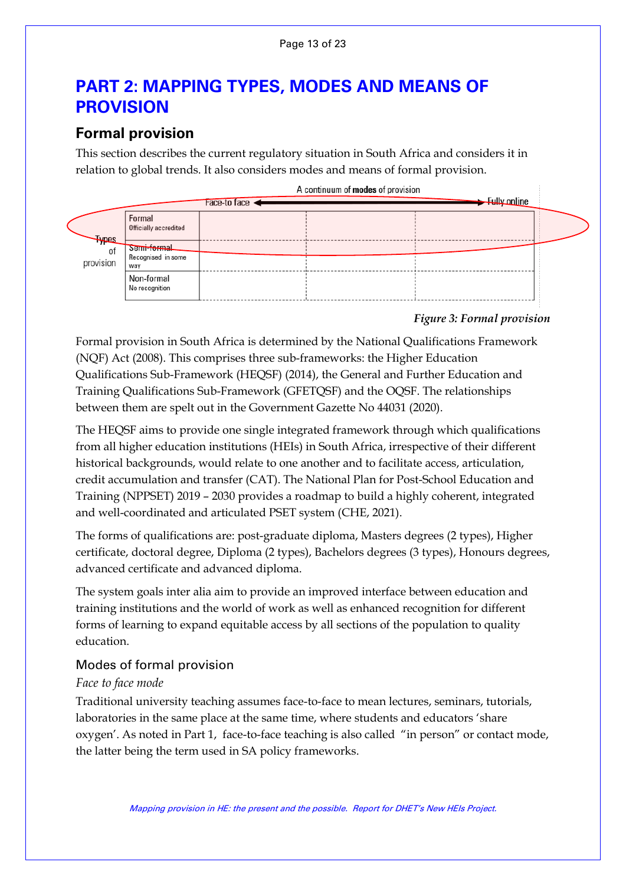# PART 2: MAPPING TYPES, MODES AND MEANS OF PROVISION

## Formal provision

This section describes the current regulatory situation in South Africa and considers it in relation to global trends. It also considers modes and means of formal provision.

A continuum of **modes** of provision

Face-to face ⟷ Fully online

| Types of provision | | | |
|---|---|---|---|
| Formal<br>Officially accredited | | | |
| Semi-formal<br>Recognised in some way | | | |
| Non-formal<br>No recognition | | | |

*Figure 3: Formal provision*

Formal provision in South Africa is determined by the National Qualifications Framework (NQF) Act (2008). This comprises three sub-frameworks: the Higher Education Qualifications Sub-Framework (HEQSF) (2014), the General and Further Education and Training Qualifications Sub-Framework (GFETQSF) and the OQSF. The relationships between them are spelt out in the Government Gazette No 44031 (2020).

The HEQSF aims to provide one single integrated framework through which qualifications from all higher education institutions (HEIs) in South Africa, irrespective of their different historical backgrounds, would relate to one another and to facilitate access, articulation, credit accumulation and transfer (CAT). The National Plan for Post-School Education and Training (NPPSET) 2019 – 2030 provides a roadmap to build a highly coherent, integrated and well-coordinated and articulated PSET system (CHE, 2021).

The forms of qualifications are: post-graduate diploma, Masters degrees (2 types), Higher certificate, doctoral degree, Diploma (2 types), Bachelors degrees (3 types), Honours degrees, advanced certificate and advanced diploma.

The system goals inter alia aim to provide an improved interface between education and training institutions and the world of work as well as enhanced recognition for different forms of learning to expand equitable access by all sections of the population to quality education.

### Modes of formal provision

*Face to face mode*

Traditional university teaching assumes face-to-face to mean lectures, seminars, tutorials, laboratories in the same place at the same time, where students and educators 'share oxygen'. As noted in Part 1, face-to-face teaching is also called "in person" or contact mode, the latter being the term used in SA policy frameworks.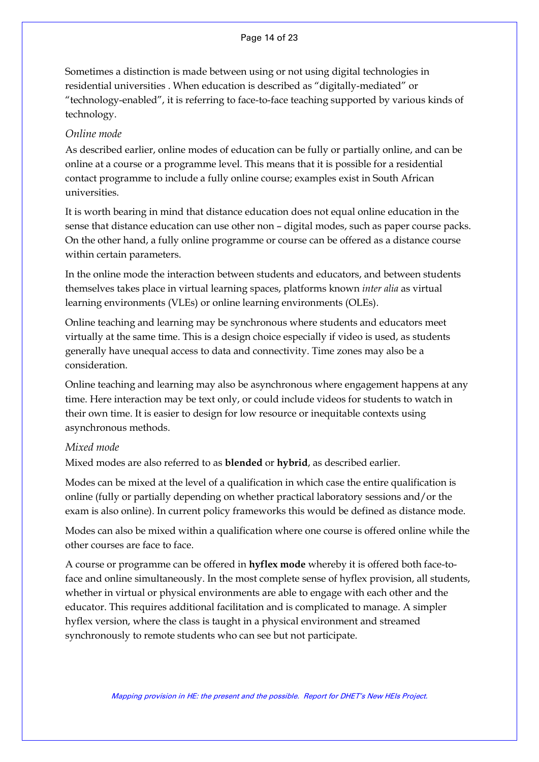Sometimes a distinction is made between using or not using digital technologies in residential universities . When education is described as "digitally-mediated" or "technology-enabled", it is referring to face-to-face teaching supported by various kinds of technology.

*Online mode*

As described earlier, online modes of education can be fully or partially online, and can be online at a course or a programme level. This means that it is possible for a residential contact programme to include a fully online course; examples exist in South African universities.

It is worth bearing in mind that distance education does not equal online education in the sense that distance education can use other non – digital modes, such as paper course packs. On the other hand, a fully online programme or course can be offered as a distance course within certain parameters.

In the online mode the interaction between students and educators, and between students themselves takes place in virtual learning spaces, platforms known *inter alia* as virtual learning environments (VLEs) or online learning environments (OLEs).

Online teaching and learning may be synchronous where students and educators meet virtually at the same time. This is a design choice especially if video is used, as students generally have unequal access to data and connectivity. Time zones may also be a consideration.

Online teaching and learning may also be asynchronous where engagement happens at any time. Here interaction may be text only, or could include videos for students to watch in their own time. It is easier to design for low resource or inequitable contexts using asynchronous methods.

*Mixed mode*

Mixed modes are also referred to as **blended** or **hybrid**, as described earlier.

Modes can be mixed at the level of a qualification in which case the entire qualification is online (fully or partially depending on whether practical laboratory sessions and/or the exam is also online). In current policy frameworks this would be defined as distance mode.

Modes can also be mixed within a qualification where one course is offered online while the other courses are face to face.

A course or programme can be offered in **hyflex mode** whereby it is offered both face-to-face and online simultaneously. In the most complete sense of hyflex provision, all students, whether in virtual or physical environments are able to engage with each other and the educator. This requires additional facilitation and is complicated to manage. A simpler hyflex version, where the class is taught in a physical environment and streamed synchronously to remote students who can see but not participate.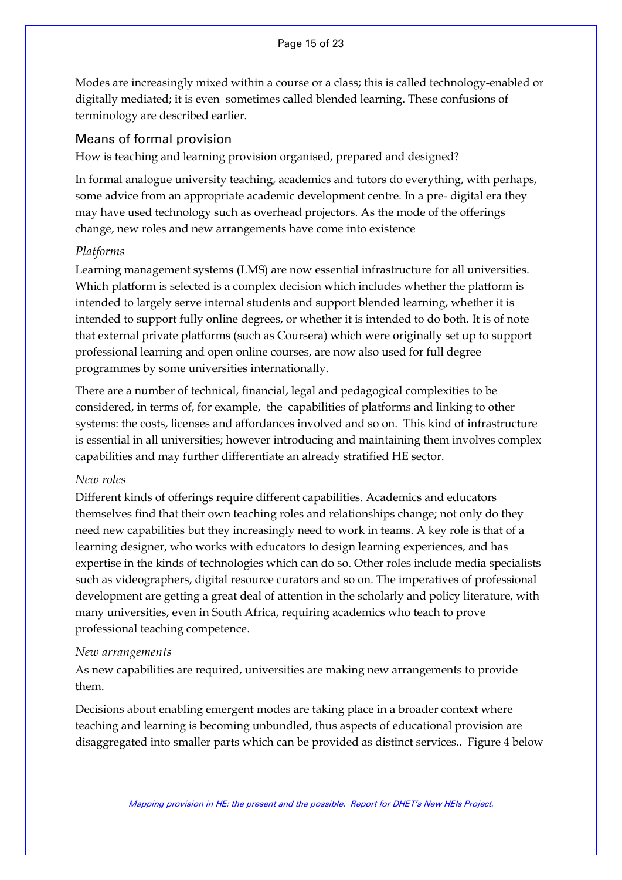Modes are increasingly mixed within a course or a class; this is called technology-enabled or digitally mediated; it is even sometimes called blended learning. These confusions of terminology are described earlier.

## Means of formal provision

How is teaching and learning provision organised, prepared and designed?

In formal analogue university teaching, academics and tutors do everything, with perhaps, some advice from an appropriate academic development centre. In a pre- digital era they may have used technology such as overhead projectors. As the mode of the offerings change, new roles and new arrangements have come into existence

### *Platforms*

Learning management systems (LMS) are now essential infrastructure for all universities. Which platform is selected is a complex decision which includes whether the platform is intended to largely serve internal students and support blended learning, whether it is intended to support fully online degrees, or whether it is intended to do both. It is of note that external private platforms (such as Coursera) which were originally set up to support professional learning and open online courses, are now also used for full degree programmes by some universities internationally.

There are a number of technical, financial, legal and pedagogical complexities to be considered, in terms of, for example, the capabilities of platforms and linking to other systems: the costs, licenses and affordances involved and so on. This kind of infrastructure is essential in all universities; however introducing and maintaining them involves complex capabilities and may further differentiate an already stratified HE sector.

### *New roles*

Different kinds of offerings require different capabilities. Academics and educators themselves find that their own teaching roles and relationships change; not only do they need new capabilities but they increasingly need to work in teams. A key role is that of a learning designer, who works with educators to design learning experiences, and has expertise in the kinds of technologies which can do so. Other roles include media specialists such as videographers, digital resource curators and so on. The imperatives of professional development are getting a great deal of attention in the scholarly and policy literature, with many universities, even in South Africa, requiring academics who teach to prove professional teaching competence.

### *New arrangements*

As new capabilities are required, universities are making new arrangements to provide them.

Decisions about enabling emergent modes are taking place in a broader context where teaching and learning is becoming unbundled, thus aspects of educational provision are disaggregated into smaller parts which can be provided as distinct services.. Figure 4 below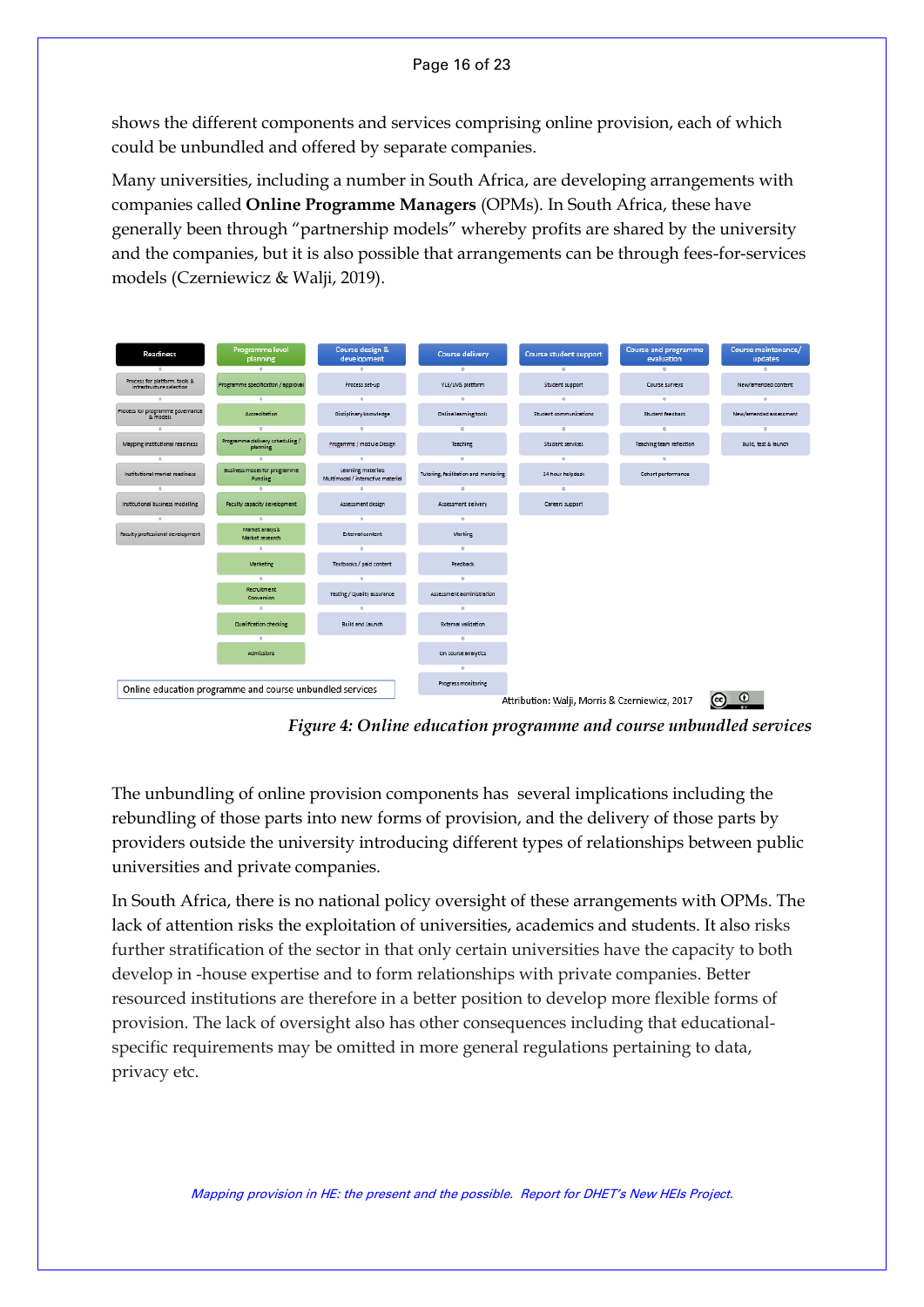shows the different components and services comprising online provision, each of which could be unbundled and offered by separate companies.

Many universities, including a number in South Africa, are developing arrangements with companies called **Online Programme Managers** (OPMs). In South Africa, these have generally been through "partnership models" whereby profits are shared by the university and the companies, but it is also possible that arrangements can be through fees-for-services models (Czerniewicz & Walji, 2019).

| Readiness | Programme level planning | Course design & development | Course delivery | Course student support | Course and programme evaluation | Course maintenance/ updates |
|---|---|---|---|---|---|---|
| Process for platform, tools & infrastructure selection | Programme specification / approval | Process set-up | VLE/LMS platform | Student support | Course surveys | New/amended content |
| Process for programme governance & models | Accreditation | Disciplinary knowledge | Online learning tools | Student communications | Student feedback | New/amended assessment |
| Mapping institutional readiness | Programme delivery scheduling / planning | Programme / module Design | Teaching | Student services | Teaching team reflection | Build, test & launch |
| Institutional market readiness | Business model for programme Funding | Learning materials Multimodal / interactive material | Tutoring, facilitation and mentoring | 24 hour helpdesk | Cohort performance | |
| Institutional business modelling | Faculty capacity development | Assessment design | Assessment delivery | Careers support | | |
| Faculty professional development | Market analysis Market research | External content | Marking | | | |
| | Marketing | Textbooks / paid content | Feedback | | | |
| | Recruitment Conversion | Testing / quality assurance | Assessment administration | | | |
| | Qualification checking | Build and launch | External validation | | | |
| | Admissions | | On course analytics | | | |
| | | | Progress monitoring | | | |

Online education programme and course unbundled services

Attribution: Walji, Morris & Czerniewicz, 2017

*Figure 4: Online education programme and course unbundled services*

The unbundling of online provision components has several implications including the rebundling of those parts into new forms of provision, and the delivery of those parts by providers outside the university introducing different types of relationships between public universities and private companies.

In South Africa, there is no national policy oversight of these arrangements with OPMs. The lack of attention risks the exploitation of universities, academics and students. It also risks further stratification of the sector in that only certain universities have the capacity to both develop in -house expertise and to form relationships with private companies. Better resourced institutions are therefore in a better position to develop more flexible forms of provision. The lack of oversight also has other consequences including that educational-specific requirements may be omitted in more general regulations pertaining to data, privacy etc.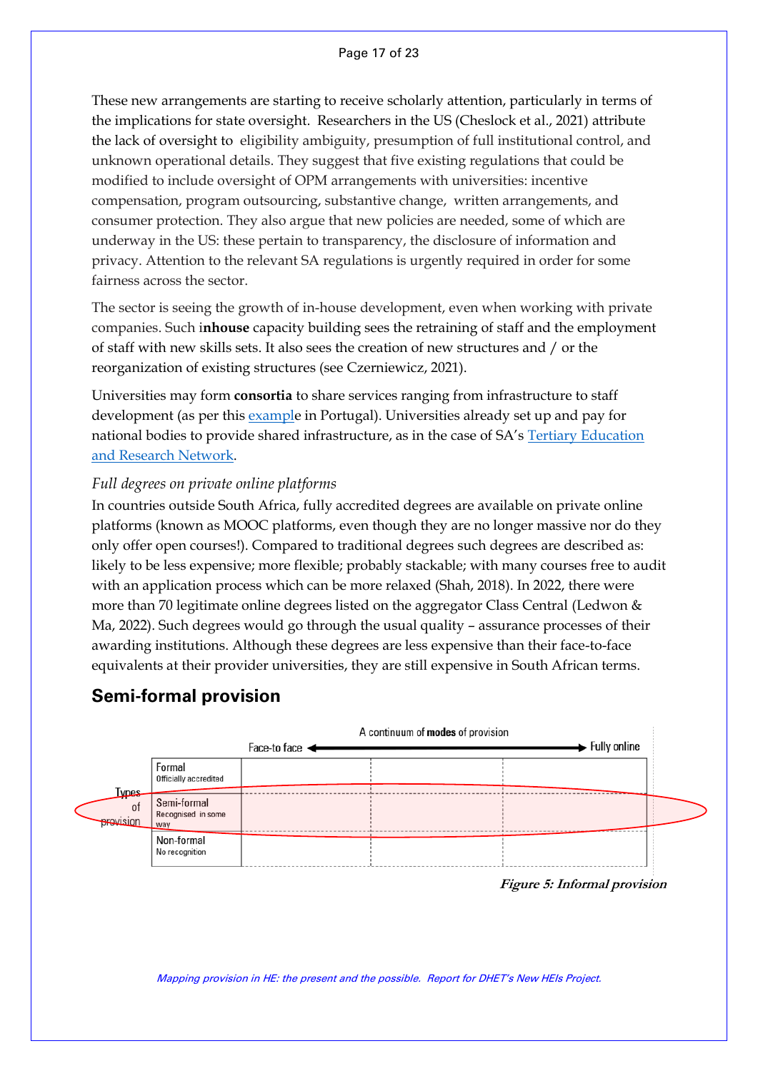These new arrangements are starting to receive scholarly attention, particularly in terms of the implications for state oversight. Researchers in the US (Cheslock et al., 2021) attribute the lack of oversight to eligibility ambiguity, presumption of full institutional control, and unknown operational details. They suggest that five existing regulations that could be modified to include oversight of OPM arrangements with universities: incentive compensation, program outsourcing, substantive change, written arrangements, and consumer protection. They also argue that new policies are needed, some of which are underway in the US: these pertain to transparency, the disclosure of information and privacy. Attention to the relevant SA regulations is urgently required in order for some fairness across the sector.

The sector is seeing the growth of in-house development, even when working with private companies. Such i**nhouse** capacity building sees the retraining of staff and the employment of staff with new skills sets. It also sees the creation of new structures and / or the reorganization of existing structures (see Czerniewicz, 2021).

Universities may form **consortia** to share services ranging from infrastructure to staff development (as per this example in Portugal). Universities already set up and pay for national bodies to provide shared infrastructure, as in the case of SA's Tertiary Education and Research Network.

*Full degrees on private online platforms*

In countries outside South Africa, fully accredited degrees are available on private online platforms (known as MOOC platforms, even though they are no longer massive nor do they only offer open courses!). Compared to traditional degrees such degrees are described as: likely to be less expensive; more flexible; probably stackable; with many courses free to audit with an application process which can be more relaxed (Shah, 2018). In 2022, there were more than 70 legitimate online degrees listed on the aggregator Class Central (Ledwon & Ma, 2022). Such degrees would go through the usual quality – assurance processes of their awarding institutions. Although these degrees are less expensive than their face-to-face equivalents at their provider universities, they are still expensive in South African terms.

## Semi-formal provision

A continuum of **modes** of provision: Face-to face ←→ Fully online

| Types of provision | | | | |
|---|---|---|---|---|
| Formal<br>Officially accredited | | | | |
| Semi-formal<br>Recognised in some way | | | | |
| Non-formal<br>No recognition | | | | |

***Figure 5: Informal provision***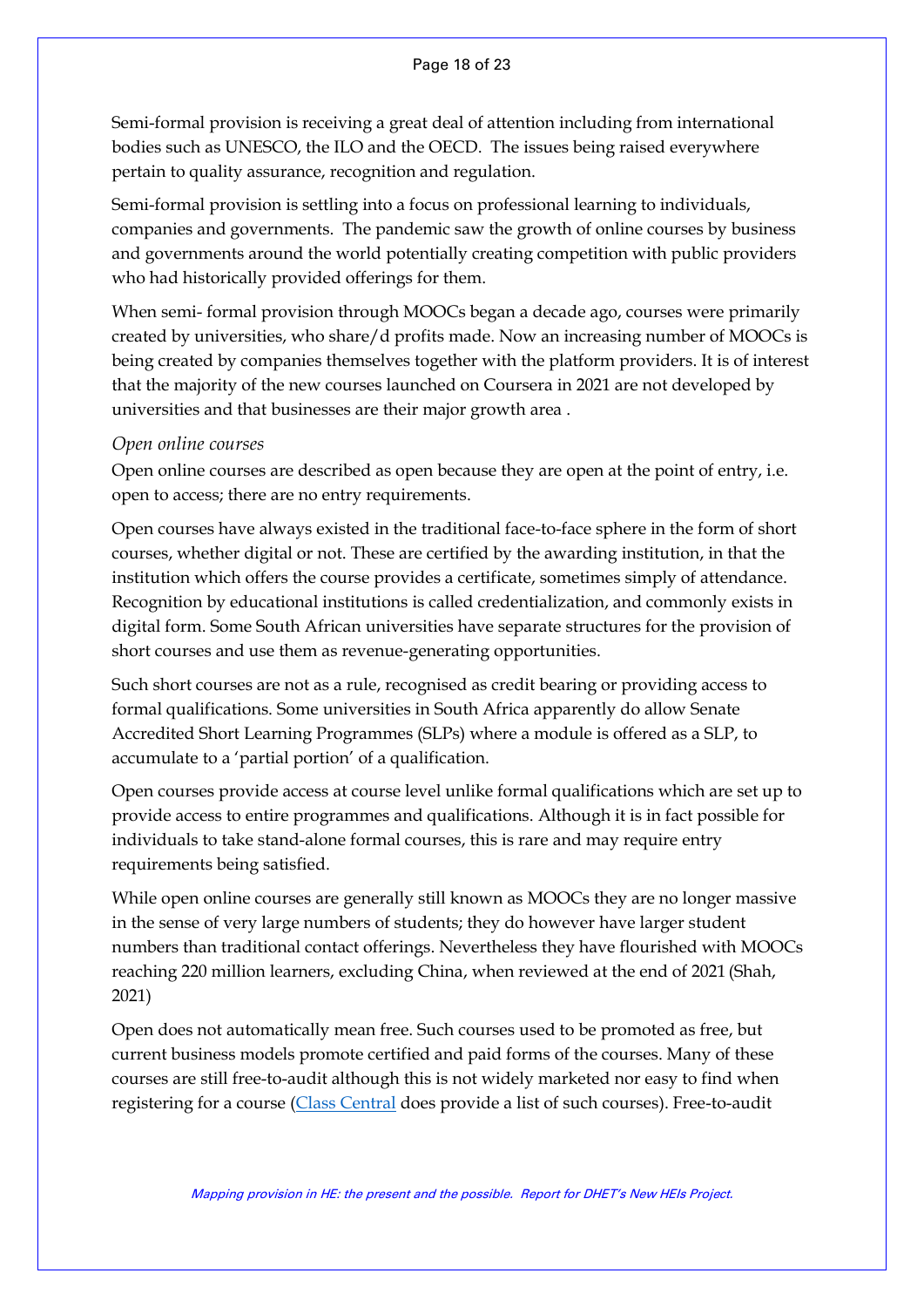Semi-formal provision is receiving a great deal of attention including from international bodies such as UNESCO, the ILO and the OECD. The issues being raised everywhere pertain to quality assurance, recognition and regulation.

Semi-formal provision is settling into a focus on professional learning to individuals, companies and governments. The pandemic saw the growth of online courses by business and governments around the world potentially creating competition with public providers who had historically provided offerings for them.

When semi- formal provision through MOOCs began a decade ago, courses were primarily created by universities, who share/d profits made. Now an increasing number of MOOCs is being created by companies themselves together with the platform providers. It is of interest that the majority of the new courses launched on Coursera in 2021 are not developed by universities and that businesses are their major growth area .

*Open online courses*

Open online courses are described as open because they are open at the point of entry, i.e. open to access; there are no entry requirements.

Open courses have always existed in the traditional face-to-face sphere in the form of short courses, whether digital or not. These are certified by the awarding institution, in that the institution which offers the course provides a certificate, sometimes simply of attendance. Recognition by educational institutions is called credentialization, and commonly exists in digital form. Some South African universities have separate structures for the provision of short courses and use them as revenue-generating opportunities.

Such short courses are not as a rule, recognised as credit bearing or providing access to formal qualifications. Some universities in South Africa apparently do allow Senate Accredited Short Learning Programmes (SLPs) where a module is offered as a SLP, to accumulate to a 'partial portion' of a qualification.

Open courses provide access at course level unlike formal qualifications which are set up to provide access to entire programmes and qualifications. Although it is in fact possible for individuals to take stand-alone formal courses, this is rare and may require entry requirements being satisfied.

While open online courses are generally still known as MOOCs they are no longer massive in the sense of very large numbers of students; they do however have larger student numbers than traditional contact offerings. Nevertheless they have flourished with MOOCs reaching 220 million learners, excluding China, when reviewed at the end of 2021 (Shah, 2021)

Open does not automatically mean free. Such courses used to be promoted as free, but current business models promote certified and paid forms of the courses. Many of these courses are still free-to-audit although this is not widely marketed nor easy to find when registering for a course (Class Central does provide a list of such courses). Free-to-audit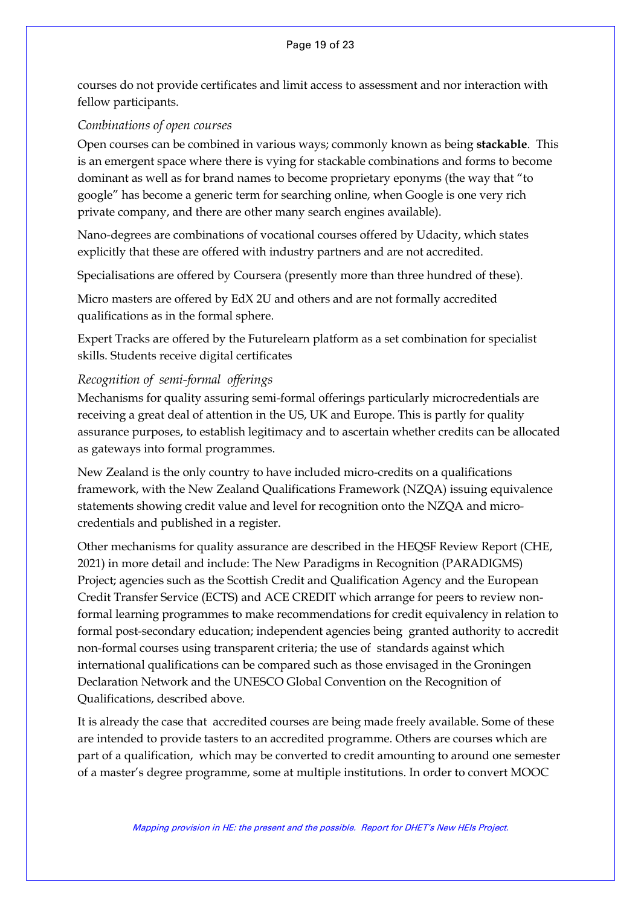courses do not provide certificates and limit access to assessment and nor interaction with fellow participants.

*Combinations of open courses*

Open courses can be combined in various ways; commonly known as being **stackable**. This is an emergent space where there is vying for stackable combinations and forms to become dominant as well as for brand names to become proprietary eponyms (the way that "to google" has become a generic term for searching online, when Google is one very rich private company, and there are other many search engines available).

Nano-degrees are combinations of vocational courses offered by Udacity, which states explicitly that these are offered with industry partners and are not accredited.

Specialisations are offered by Coursera (presently more than three hundred of these).

Micro masters are offered by EdX 2U and others and are not formally accredited qualifications as in the formal sphere.

Expert Tracks are offered by the Futurelearn platform as a set combination for specialist skills. Students receive digital certificates

*Recognition of semi-formal offerings*

Mechanisms for quality assuring semi-formal offerings particularly microcredentials are receiving a great deal of attention in the US, UK and Europe. This is partly for quality assurance purposes, to establish legitimacy and to ascertain whether credits can be allocated as gateways into formal programmes.

New Zealand is the only country to have included micro-credits on a qualifications framework, with the New Zealand Qualifications Framework (NZQA) issuing equivalence statements showing credit value and level for recognition onto the NZQA and micro-credentials and published in a register.

Other mechanisms for quality assurance are described in the HEQSF Review Report (CHE, 2021) in more detail and include: The New Paradigms in Recognition (PARADIGMS) Project; agencies such as the Scottish Credit and Qualification Agency and the European Credit Transfer Service (ECTS) and ACE CREDIT which arrange for peers to review non-formal learning programmes to make recommendations for credit equivalency in relation to formal post-secondary education; independent agencies being granted authority to accredit non-formal courses using transparent criteria; the use of standards against which international qualifications can be compared such as those envisaged in the Groningen Declaration Network and the UNESCO Global Convention on the Recognition of Qualifications, described above.

It is already the case that accredited courses are being made freely available. Some of these are intended to provide tasters to an accredited programme. Others are courses which are part of a qualification, which may be converted to credit amounting to around one semester of a master's degree programme, some at multiple institutions. In order to convert MOOC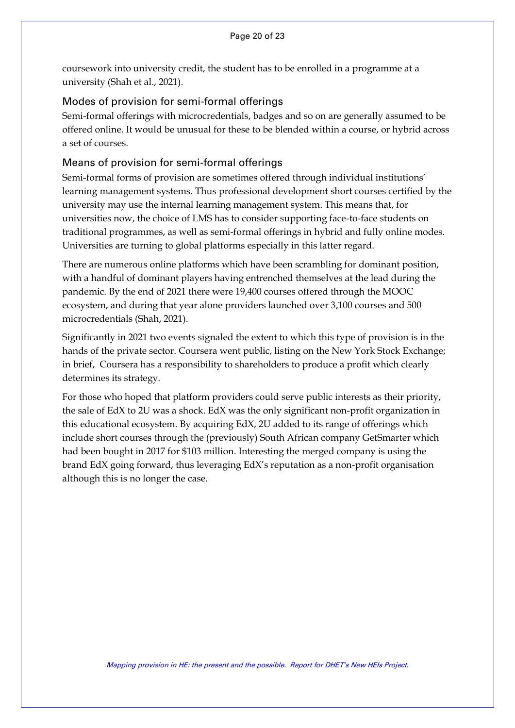coursework into university credit, the student has to be enrolled in a programme at a university (Shah et al., 2021).

### Modes of provision for semi-formal offerings

Semi-formal offerings with microcredentials, badges and so on are generally assumed to be offered online. It would be unusual for these to be blended within a course, or hybrid across a set of courses.

### Means of provision for semi-formal offerings

Semi-formal forms of provision are sometimes offered through individual institutions' learning management systems. Thus professional development short courses certified by the university may use the internal learning management system. This means that, for universities now, the choice of LMS has to consider supporting face-to-face students on traditional programmes, as well as semi-formal offerings in hybrid and fully online modes. Universities are turning to global platforms especially in this latter regard.

There are numerous online platforms which have been scrambling for dominant position, with a handful of dominant players having entrenched themselves at the lead during the pandemic. By the end of 2021 there were 19,400 courses offered through the MOOC ecosystem, and during that year alone providers launched over 3,100 courses and 500 microcredentials (Shah, 2021).

Significantly in 2021 two events signaled the extent to which this type of provision is in the hands of the private sector. Coursera went public, listing on the New York Stock Exchange; in brief, Coursera has a responsibility to shareholders to produce a profit which clearly determines its strategy.

For those who hoped that platform providers could serve public interests as their priority, the sale of EdX to 2U was a shock. EdX was the only significant non-profit organization in this educational ecosystem. By acquiring EdX, 2U added to its range of offerings which include short courses through the (previously) South African company GetSmarter which had been bought in 2017 for $103 million. Interesting the merged company is using the brand EdX going forward, thus leveraging EdX's reputation as a non-profit organisation although this is no longer the case.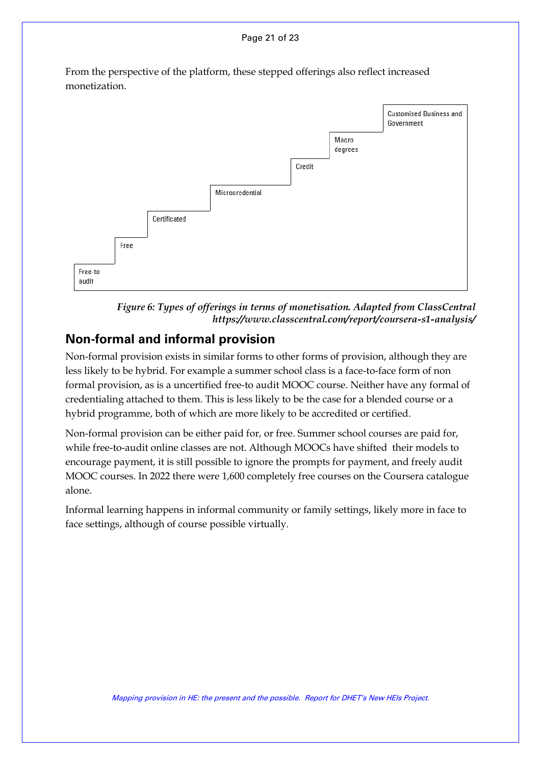From the perspective of the platform, these stepped offerings also reflect increased monetization.

Free-to audit

Free

Certificated

Microcredential

Credit

Macro degrees

Customised Business and Government

*Figure 6: Types of offerings in terms of monetisation. Adapted from ClassCentral https://www.classcentral.com/report/coursera-s1-analysis/*

## Non-formal and informal provision

Non-formal provision exists in similar forms to other forms of provision, although they are less likely to be hybrid. For example a summer school class is a face-to-face form of non formal provision, as is a uncertified free-to audit MOOC course. Neither have any formal of credentialing attached to them. This is less likely to be the case for a blended course or a hybrid programme, both of which are more likely to be accredited or certified.

Non-formal provision can be either paid for, or free. Summer school courses are paid for, while free-to-audit online classes are not. Although MOOCs have shifted their models to encourage payment, it is still possible to ignore the prompts for payment, and freely audit MOOC courses. In 2022 there were 1,600 completely free courses on the Coursera catalogue alone.

Informal learning happens in informal community or family settings, likely more in face to face settings, although of course possible virtually.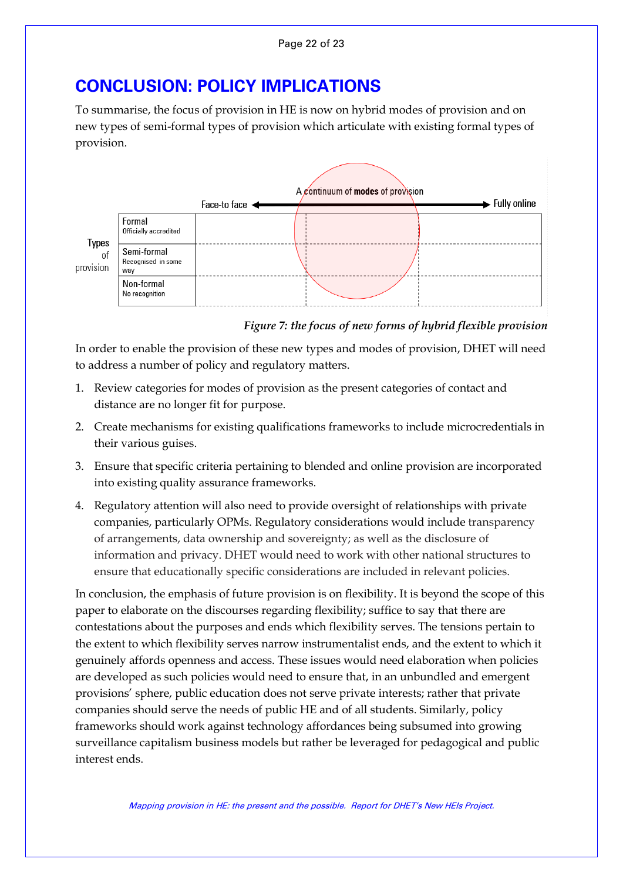# CONCLUSION: POLICY IMPLICATIONS

To summarise, the focus of provision in HE is now on hybrid modes of provision and on new types of semi-formal types of provision which articulate with existing formal types of provision.

A continuum of **modes** of provision

Face-to face ◄────► Fully online

| Types of provision | | | |
|---|---|---|---|
| Formal<br>Officially accredited | | | |
| Semi-formal<br>Recognised in some way | | | |
| Non-formal<br>No recognition | | | |

*Figure 7: the focus of new forms of hybrid flexible provision*

In order to enable the provision of these new types and modes of provision, DHET will need to address a number of policy and regulatory matters.

1. Review categories for modes of provision as the present categories of contact and distance are no longer fit for purpose.
2. Create mechanisms for existing qualifications frameworks to include microcredentials in their various guises.
3. Ensure that specific criteria pertaining to blended and online provision are incorporated into existing quality assurance frameworks.
4. Regulatory attention will also need to provide oversight of relationships with private companies, particularly OPMs. Regulatory considerations would include transparency of arrangements, data ownership and sovereignty; as well as the disclosure of information and privacy. DHET would need to work with other national structures to ensure that educationally specific considerations are included in relevant policies.

In conclusion, the emphasis of future provision is on flexibility. It is beyond the scope of this paper to elaborate on the discourses regarding flexibility; suffice to say that there are contestations about the purposes and ends which flexibility serves. The tensions pertain to the extent to which flexibility serves narrow instrumentalist ends, and the extent to which it genuinely affords openness and access. These issues would need elaboration when policies are developed as such policies would need to ensure that, in an unbundled and emergent provisions' sphere, public education does not serve private interests; rather that private companies should serve the needs of public HE and of all students. Similarly, policy frameworks should work against technology affordances being subsumed into growing surveillance capitalism business models but rather be leveraged for pedagogical and public interest ends.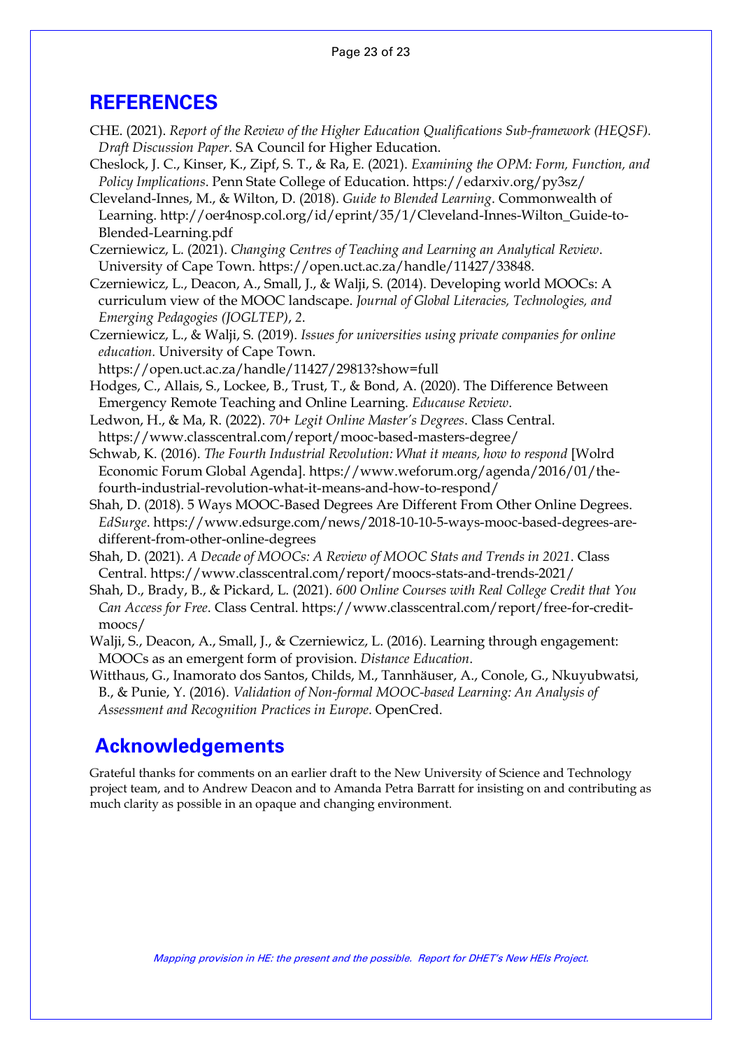## REFERENCES

CHE. (2021). *Report of the Review of the Higher Education Qualifications Sub-framework (HEQSF). Draft Discussion Paper.* SA Council for Higher Education.

Cheslock, J. C., Kinser, K., Zipf, S. T., & Ra, E. (2021). *Examining the OPM: Form, Function, and Policy Implications*. Penn State College of Education. https://edarxiv.org/py3sz/

Cleveland-Innes, M., & Wilton, D. (2018). *Guide to Blended Learning*. Commonwealth of Learning. http://oer4nosp.col.org/id/eprint/35/1/Cleveland-Innes-Wilton_Guide-to-Blended-Learning.pdf

Czerniewicz, L. (2021). *Changing Centres of Teaching and Learning an Analytical Review*. University of Cape Town. https://open.uct.ac.za/handle/11427/33848.

Czerniewicz, L., Deacon, A., Small, J., & Walji, S. (2014). Developing world MOOCs: A curriculum view of the MOOC landscape. *Journal of Global Literacies, Technologies, and Emerging Pedagogies (JOGLTEP)*, *2*.

Czerniewicz, L., & Walji, S. (2019). *Issues for universities using private companies for online education.* University of Cape Town. https://open.uct.ac.za/handle/11427/29813?show=full

Hodges, C., Allais, S., Lockee, B., Trust, T., & Bond, A. (2020). The Difference Between Emergency Remote Teaching and Online Learning. *Educause Review*.

Ledwon, H., & Ma, R. (2022). *70+ Legit Online Master's Degrees*. Class Central. https://www.classcentral.com/report/mooc-based-masters-degree/

Schwab, K. (2016). *The Fourth Industrial Revolution: What it means, how to respond* [Wolrd Economic Forum Global Agenda]. https://www.weforum.org/agenda/2016/01/the-fourth-industrial-revolution-what-it-means-and-how-to-respond/

Shah, D. (2018). 5 Ways MOOC-Based Degrees Are Different From Other Online Degrees. *EdSurge*. https://www.edsurge.com/news/2018-10-10-5-ways-mooc-based-degrees-are-different-from-other-online-degrees

Shah, D. (2021). *A Decade of MOOCs: A Review of MOOC Stats and Trends in 2021*. Class Central. https://www.classcentral.com/report/moocs-stats-and-trends-2021/

Shah, D., Brady, B., & Pickard, L. (2021). *600 Online Courses with Real College Credit that You Can Access for Free*. Class Central. https://www.classcentral.com/report/free-for-credit-moocs/

Walji, S., Deacon, A., Small, J., & Czerniewicz, L. (2016). Learning through engagement: MOOCs as an emergent form of provision. *Distance Education*.

Witthaus, G., Inamorato dos Santos, Childs, M., Tannhäuser, A., Conole, G., Nkuyubwatsi, B., & Punie, Y. (2016). *Validation of Non-formal MOOC-based Learning: An Analysis of Assessment and Recognition Practices in Europe*. OpenCred.

## Acknowledgements

Grateful thanks for comments on an earlier draft to the New University of Science and Technology project team, and to Andrew Deacon and to Amanda Petra Barratt for insisting on and contributing as much clarity as possible in an opaque and changing environment.